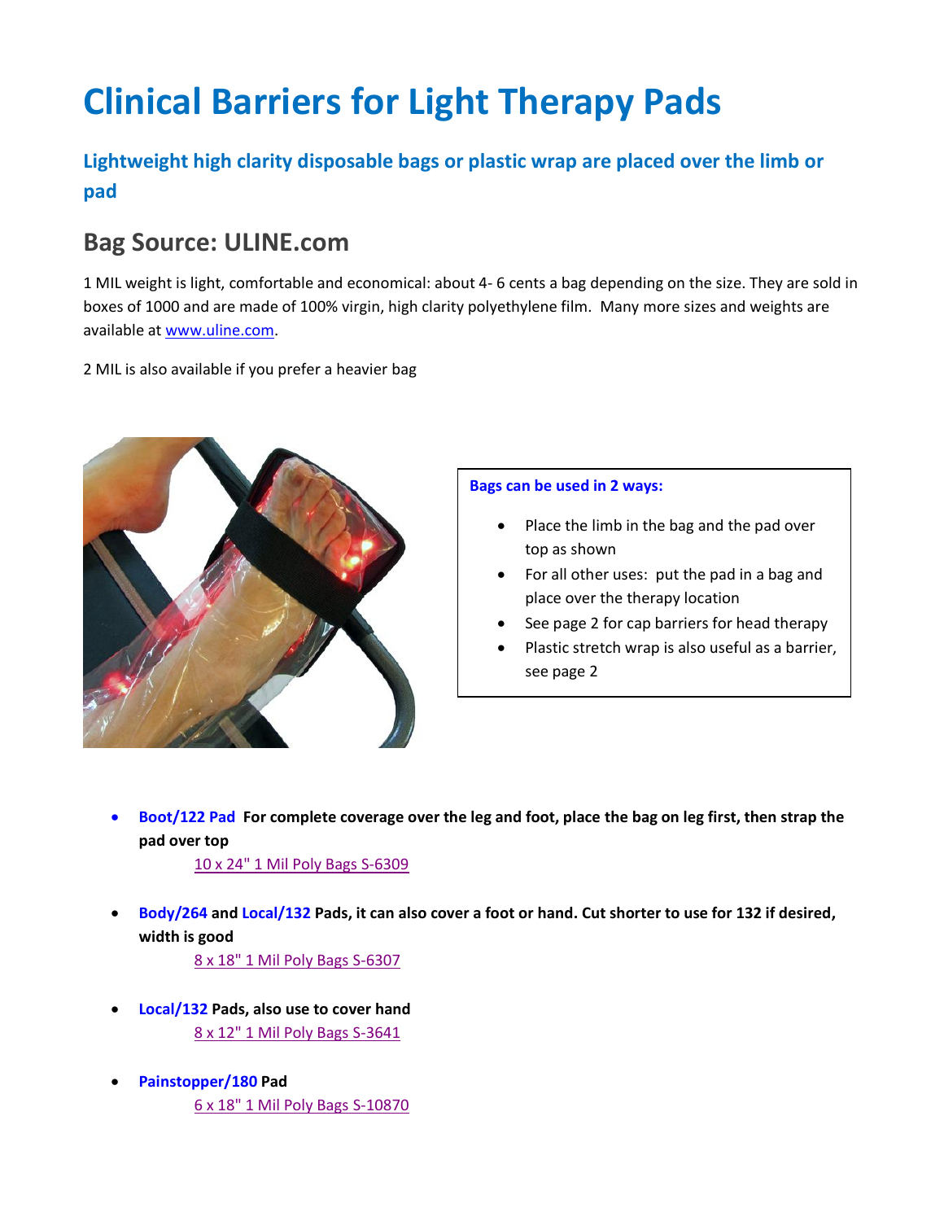# Clinical Barriers for Light Therapy Pads

### Lightweight high clarity disposable bags or plastic wrap are placed over the limb or pad

## Bag Source: ULINE.com

1 MIL weight is light, comfortable and economical: about 4- 6 cents a bag depending on the size. They are sold in boxes of 1000 and are made of 100% virgin, high clarity polyethylene film. Many more sizes and weights are available at www.uline.com.

2 MIL is also available if you prefer a heavier bag

**Bags can be used in 2 ways:**

- Place the limb in the bag and the pad over top as shown
- For all other uses: put the pad in a bag and place over the therapy location
- See page 2 for cap barriers for head therapy
- Plastic stretch wrap is also useful as a barrier, see page 2

- **Boot/122 Pad For complete coverage over the leg and foot, place the bag on leg first, then strap the pad over top**
  10 x 24" 1 Mil Poly Bags S-6309

- **Body/264 and Local/132 Pads, it can also cover a foot or hand. Cut shorter to use for 132 if desired, width is good**
  8 x 18" 1 Mil Poly Bags S-6307

- **Local/132 Pads, also use to cover hand**
  8 x 12" 1 Mil Poly Bags S-3641

- **Painstopper/180 Pad**
  6 x 18" 1 Mil Poly Bags S-10870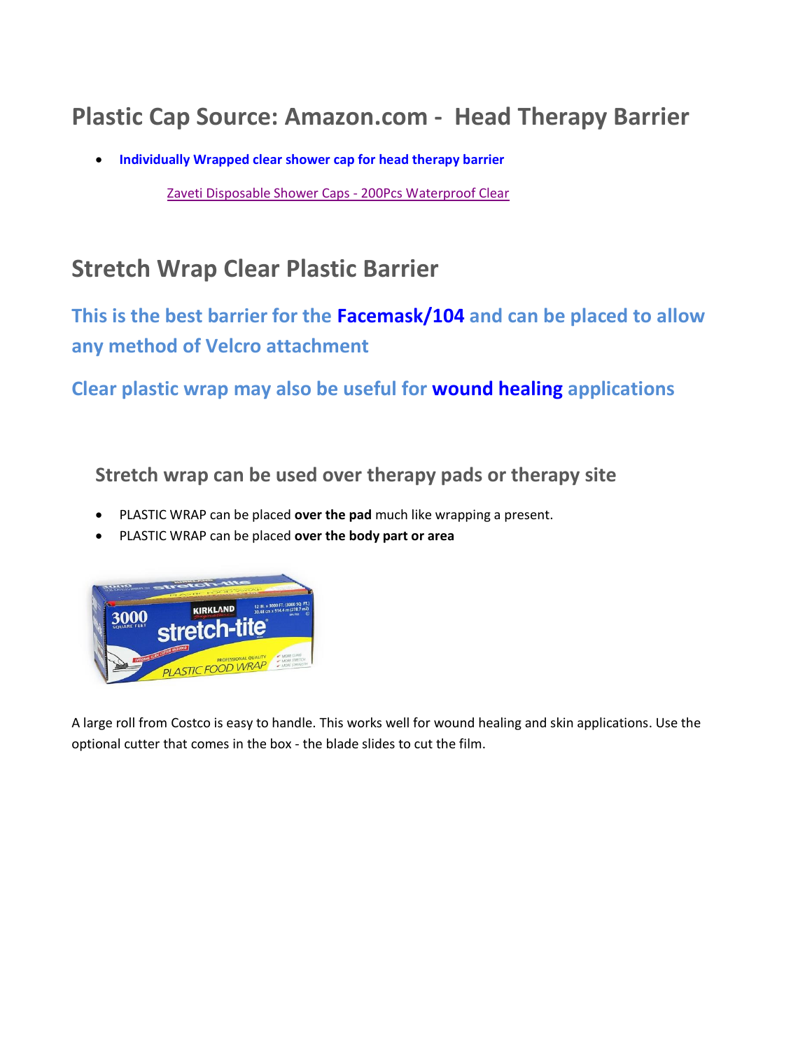## Plastic Cap Source: Amazon.com - Head Therapy Barrier

- **Individually Wrapped clear shower cap for head therapy barrier**

  Zaveti Disposable Shower Caps - 200Pcs Waterproof Clear

## Stretch Wrap Clear Plastic Barrier

### This is the best barrier for the Facemask/104 and can be placed to allow any method of Velcro attachment

### Clear plastic wrap may also be useful for wound healing applications

### Stretch wrap can be used over therapy pads or therapy site

- PLASTIC WRAP can be placed **over the pad** much like wrapping a present.
- PLASTIC WRAP can be placed **over the body part or area**

A large roll from Costco is easy to handle. This works well for wound healing and skin applications. Use the optional cutter that comes in the box - the blade slides to cut the film.